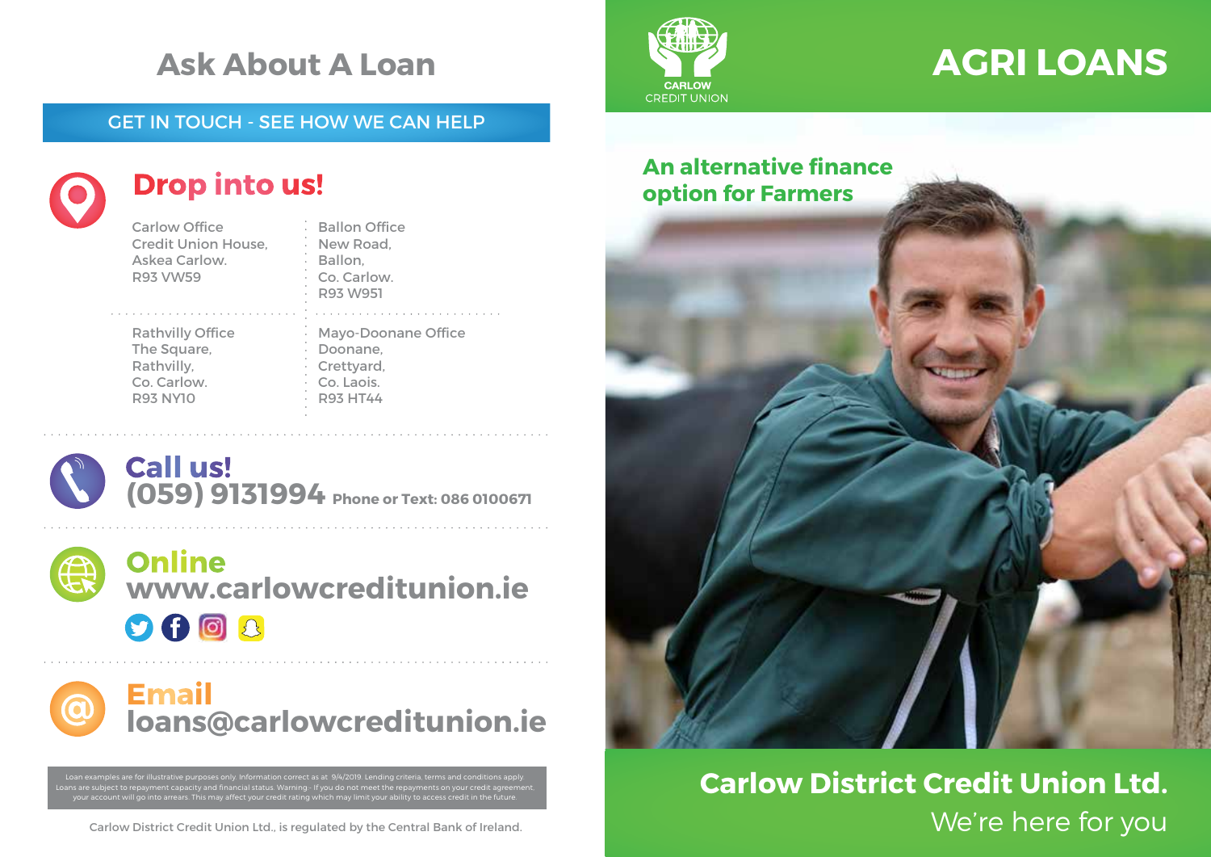# Ask About A Loan

**GET IN TOUCH - SEE HOW WE CAN HELP**

## Drop into us!

Carlow Office
Credit Union House,
Askea Carlow.
R93 VW59

Ballon Office
New Road,
Ballon,
Co. Carlow.
R93 W951

Rathvilly Office
The Square,
Rathvilly,
Co. Carlow.
R93 NY10

Mayo-Doonane Office
Doonane,
Crettyard,
Co. Laois.
R93 HT44

## Call us!

**(059) 9131994** Phone or Text: 086 0100671

## Online

**www.carlowcreditunion.ie**

## Email

**loans@carlowcreditunion.ie**

Loan examples are for illustrative purposes only. Information correct as at 9/4/2019. Lending criteria, terms and conditions apply. Loans are subject to repayment capacity and financial status. Warning - If you do not meet the repayments on your credit agreement, your account will go into arrears. This may affect your credit rating which may limit your ability to access credit in the future.

Carlow District Credit Union Ltd., is regulated by the Central Bank of Ireland.

CARLOW CREDIT UNION

# AGRI LOANS

**An alternative finance option for Farmers**

**Carlow District Credit Union Ltd.**

We're here for you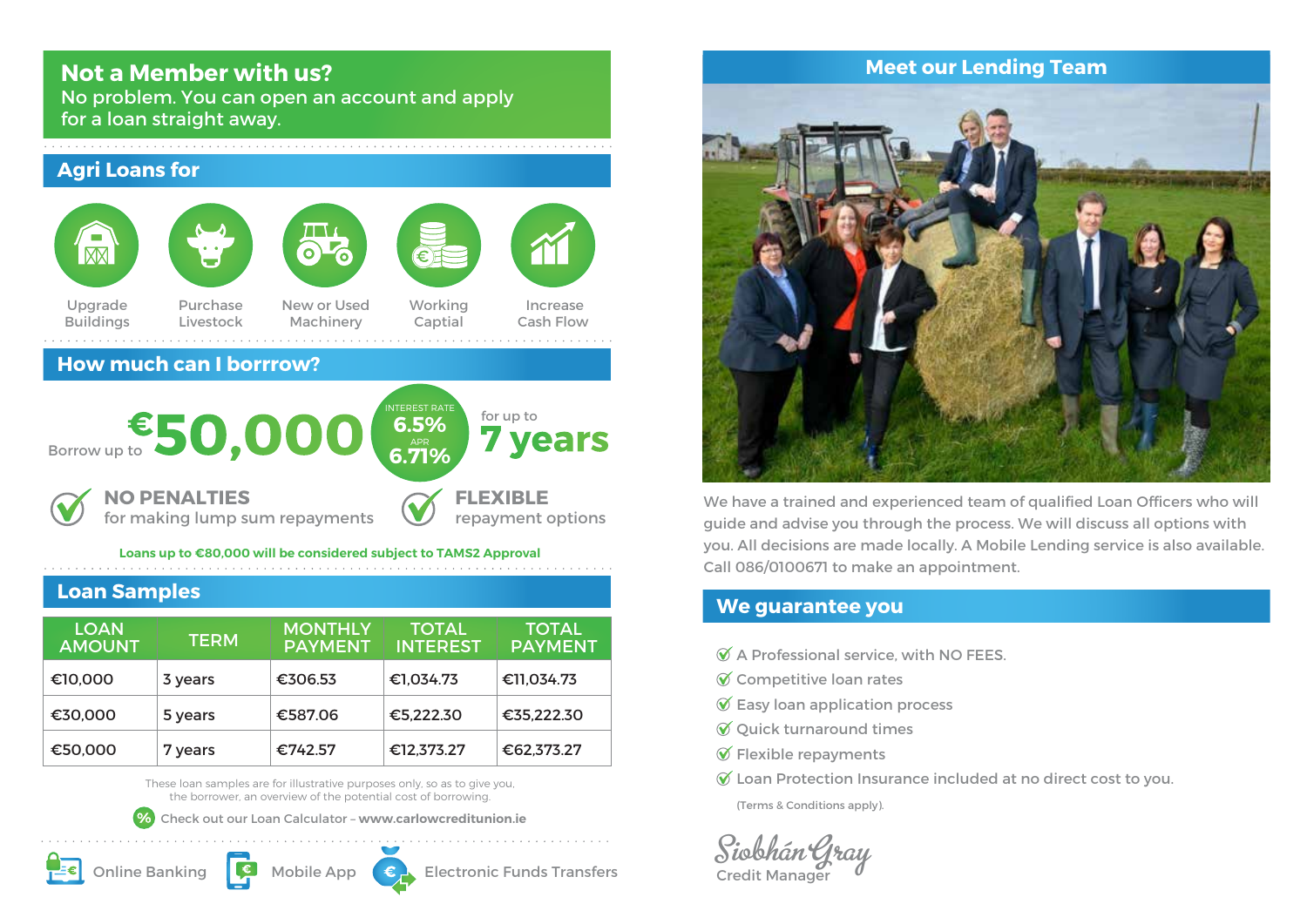## Not a Member with us?

No problem. You can open an account and apply for a loan straight away.

## Agri Loans for

- Upgrade Buildings
- Purchase Livestock
- New or Used Machinery
- Working Captial
- Increase Cash Flow

## How much can I borrrow?

Borrow up to **€50,000**

INTEREST RATE **6.5%** APR **6.71%**

for up to **7 years**

**NO PENALTIES** for making lump sum repayments

**FLEXIBLE** repayment options

**Loans up to €80,000 will be considered subject to TAMS2 Approval**

## Loan Samples

| LOAN AMOUNT | TERM | MONTHLY PAYMENT | TOTAL INTEREST | TOTAL PAYMENT |
|---|---|---|---|---|
| €10,000 | 3 years | €306.53 | €1,034.73 | €11,034.73 |
| €30,000 | 5 years | €587.06 | €5,222.30 | €35,222.30 |
| €50,000 | 7 years | €742.57 | €12,373.27 | €62,373.27 |

These loan samples are for illustrative purposes only, so as to give you, the borrower, an overview of the potential cost of borrowing.

Check out our Loan Calculator – **www.carlowcreditunion.ie**

Online Banking | Mobile App | Electronic Funds Transfers

## Meet our Lending Team

We have a trained and experienced team of qualified Loan Officers who will guide and advise you through the process. We will discuss all options with you. All decisions are made locally. A Mobile Lending service is also available. Call 086/0100671 to make an appointment.

## We guarantee you

- A Professional service, with NO FEES.
- Competitive loan rates
- Easy loan application process
- Quick turnaround times
- Flexible repayments
- Loan Protection Insurance included at no direct cost to you.

(Terms & Conditions apply).

*Siobhán Gray*
Credit Manager